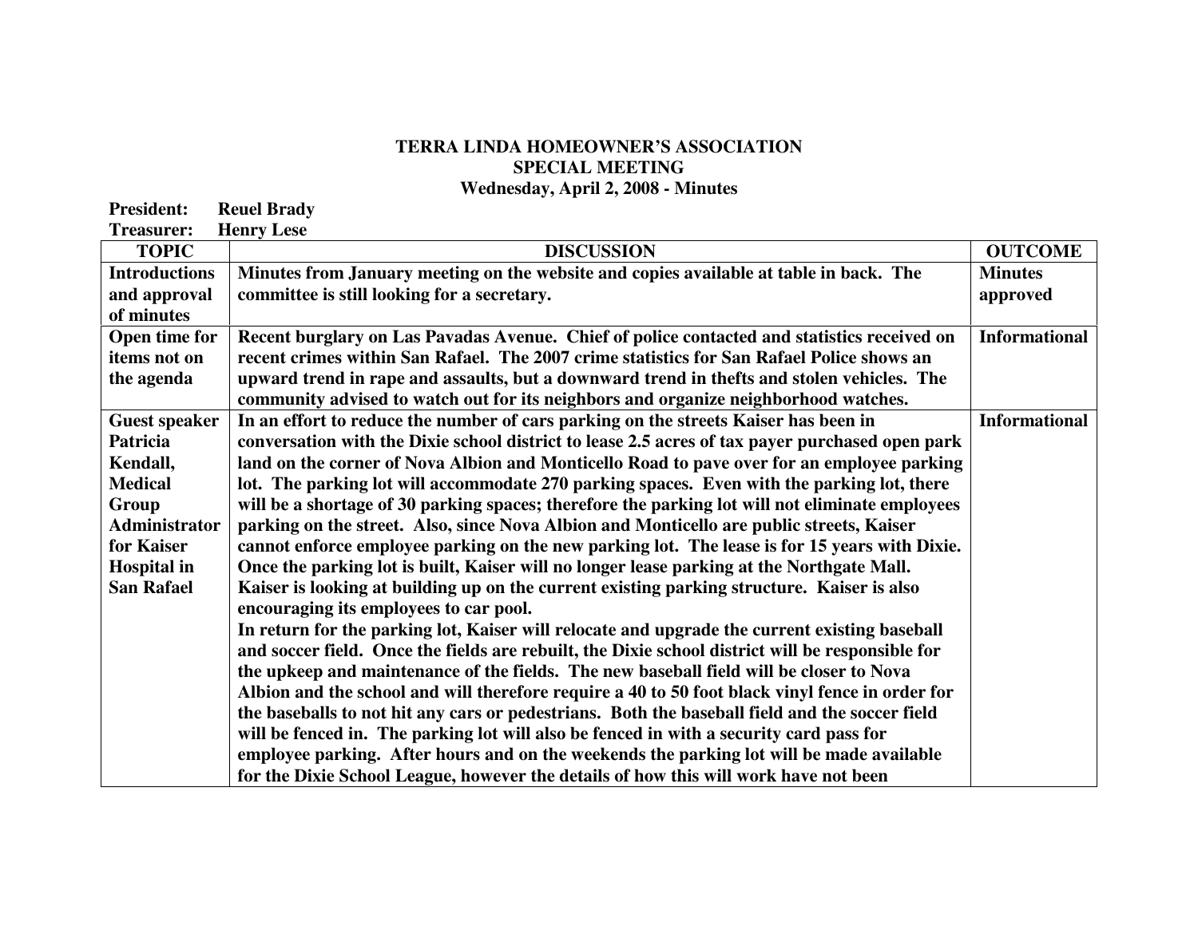**TERRA LINDA HOMEOWNER'S ASSOCIATION**
**SPECIAL MEETING**
**Wednesday, April 2, 2008 - Minutes**

**President:** Reuel Brady
**Treasurer:** Henry Lese

| TOPIC | DISCUSSION | OUTCOME |
|---|---|---|
| Introductions and approval of minutes | Minutes from January meeting on the website and copies available at table in back. The committee is still looking for a secretary. | Minutes approved |
| Open time for items not on the agenda | Recent burglary on Las Pavadas Avenue. Chief of police contacted and statistics received on recent crimes within San Rafael. The 2007 crime statistics for San Rafael Police shows an upward trend in rape and assaults, but a downward trend in thefts and stolen vehicles. The community advised to watch out for its neighbors and organize neighborhood watches. | Informational |
| Guest speaker Patricia Kendall, Medical Group Administrator for Kaiser Hospital in San Rafael | In an effort to reduce the number of cars parking on the streets Kaiser has been in conversation with the Dixie school district to lease 2.5 acres of tax payer purchased open park land on the corner of Nova Albion and Monticello Road to pave over for an employee parking lot. The parking lot will accommodate 270 parking spaces. Even with the parking lot, there will be a shortage of 30 parking spaces; therefore the parking lot will not eliminate employees parking on the street. Also, since Nova Albion and Monticello are public streets, Kaiser cannot enforce employee parking on the new parking lot. The lease is for 15 years with Dixie. Once the parking lot is built, Kaiser will no longer lease parking at the Northgate Mall. Kaiser is looking at building up on the current existing parking structure. Kaiser is also encouraging its employees to car pool.<br>In return for the parking lot, Kaiser will relocate and upgrade the current existing baseball and soccer field. Once the fields are rebuilt, the Dixie school district will be responsible for the upkeep and maintenance of the fields. The new baseball field will be closer to Nova Albion and the school and will therefore require a 40 to 50 foot black vinyl fence in order for the baseballs to not hit any cars or pedestrians. Both the baseball field and the soccer field will be fenced in. The parking lot will also be fenced in with a security card pass for employee parking. After hours and on the weekends the parking lot will be made available for the Dixie School League, however the details of how this will work have not been | Informational |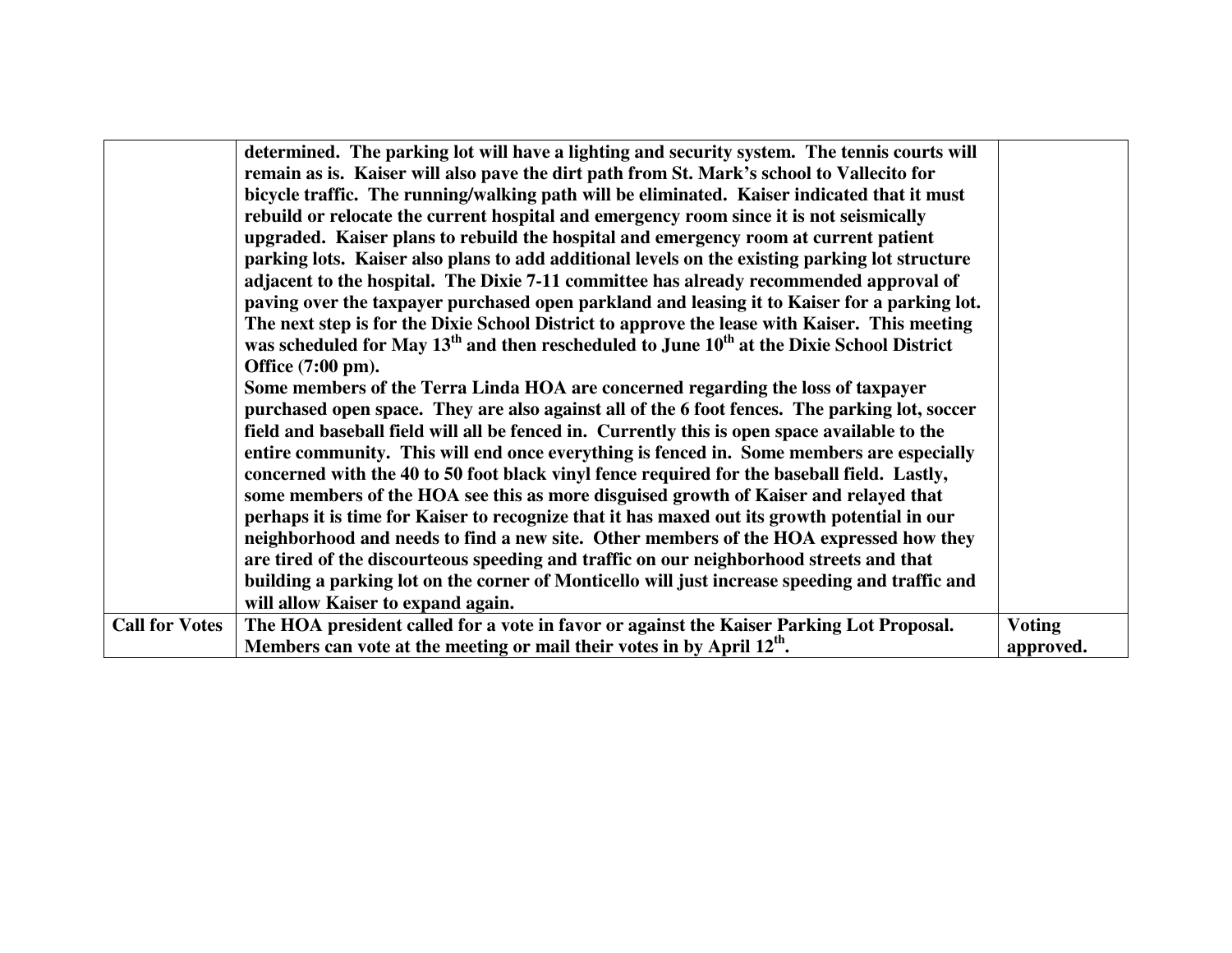| | | |
|---|---|---|
| | **determined. The parking lot will have a lighting and security system. The tennis courts will remain as is. Kaiser will also pave the dirt path from St. Mark's school to Vallecito for bicycle traffic. The running/walking path will be eliminated. Kaiser indicated that it must rebuild or relocate the current hospital and emergency room since it is not seismically upgraded. Kaiser plans to rebuild the hospital and emergency room at current patient parking lots. Kaiser also plans to add additional levels on the existing parking lot structure adjacent to the hospital. The Dixie 7-11 committee has already recommended approval of paving over the taxpayer purchased open parkland and leasing it to Kaiser for a parking lot. The next step is for the Dixie School District to approve the lease with Kaiser. This meeting was scheduled for May 13th and then rescheduled to June 10th at the Dixie School District Office (7:00 pm).**<br>**Some members of the Terra Linda HOA are concerned regarding the loss of taxpayer purchased open space. They are also against all of the 6 foot fences. The parking lot, soccer field and baseball field will all be fenced in. Currently this is open space available to the entire community. This will end once everything is fenced in. Some members are especially concerned with the 40 to 50 foot black vinyl fence required for the baseball field. Lastly, some members of the HOA see this as more disguised growth of Kaiser and relayed that perhaps it is time for Kaiser to recognize that it has maxed out its growth potential in our neighborhood and needs to find a new site. Other members of the HOA expressed how they are tired of the discourteous speeding and traffic on our neighborhood streets and that building a parking lot on the corner of Monticello will just increase speeding and traffic and will allow Kaiser to expand again.** | |
| **Call for Votes** | **The HOA president called for a vote in favor or against the Kaiser Parking Lot Proposal. Members can vote at the meeting or mail their votes in by April 12th.** | **Voting approved.** |